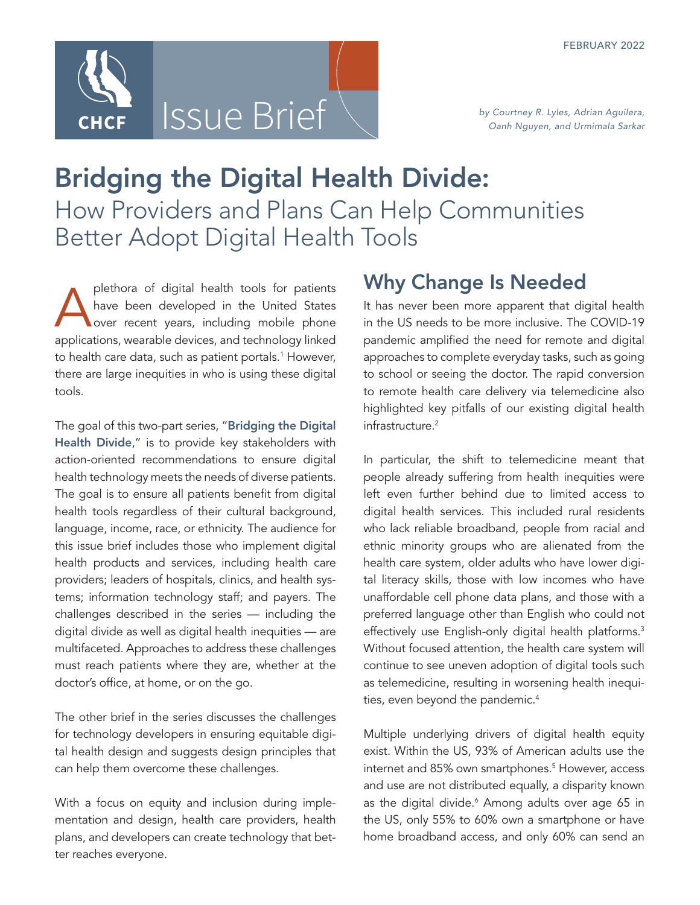FEBRUARY 2022

CHCF Issue Brief

*by Courtney R. Lyles, Adrian Aguilera, Oanh Nguyen, and Urmimala Sarkar*

# Bridging the Digital Health Divide:
## How Providers and Plans Can Help Communities Better Adopt Digital Health Tools

A plethora of digital health tools for patients have been developed in the United States over recent years, including mobile phone applications, wearable devices, and technology linked to health care data, such as patient portals.[1] However, there are large inequities in who is using these digital tools.

The goal of this two-part series, "**Bridging the Digital Health Divide**," is to provide key stakeholders with action-oriented recommendations to ensure digital health technology meets the needs of diverse patients. The goal is to ensure all patients benefit from digital health tools regardless of their cultural background, language, income, race, or ethnicity. The audience for this issue brief includes those who implement digital health products and services, including health care providers; leaders of hospitals, clinics, and health systems; information technology staff; and payers. The challenges described in the series — including the digital divide as well as digital health inequities — are multifaceted. Approaches to address these challenges must reach patients where they are, whether at the doctor's office, at home, or on the go.

The other brief in the series discusses the challenges for technology developers in ensuring equitable digital health design and suggests design principles that can help them overcome these challenges.

With a focus on equity and inclusion during implementation and design, health care providers, health plans, and developers can create technology that better reaches everyone.

## Why Change Is Needed

It has never been more apparent that digital health in the US needs to be more inclusive. The COVID-19 pandemic amplified the need for remote and digital approaches to complete everyday tasks, such as going to school or seeing the doctor. The rapid conversion to remote health care delivery via telemedicine also highlighted key pitfalls of our existing digital health infrastructure.[2]

In particular, the shift to telemedicine meant that people already suffering from health inequities were left even further behind due to limited access to digital health services. This included rural residents who lack reliable broadband, people from racial and ethnic minority groups who are alienated from the health care system, older adults who have lower digital literacy skills, those with low incomes who have unaffordable cell phone data plans, and those with a preferred language other than English who could not effectively use English-only digital health platforms.[3] Without focused attention, the health care system will continue to see uneven adoption of digital tools such as telemedicine, resulting in worsening health inequities, even beyond the pandemic.[4]

Multiple underlying drivers of digital health equity exist. Within the US, 93% of American adults use the internet and 85% own smartphones.[5] However, access and use are not distributed equally, a disparity known as the digital divide.[6] Among adults over age 65 in the US, only 55% to 60% own a smartphone or have home broadband access, and only 60% can send an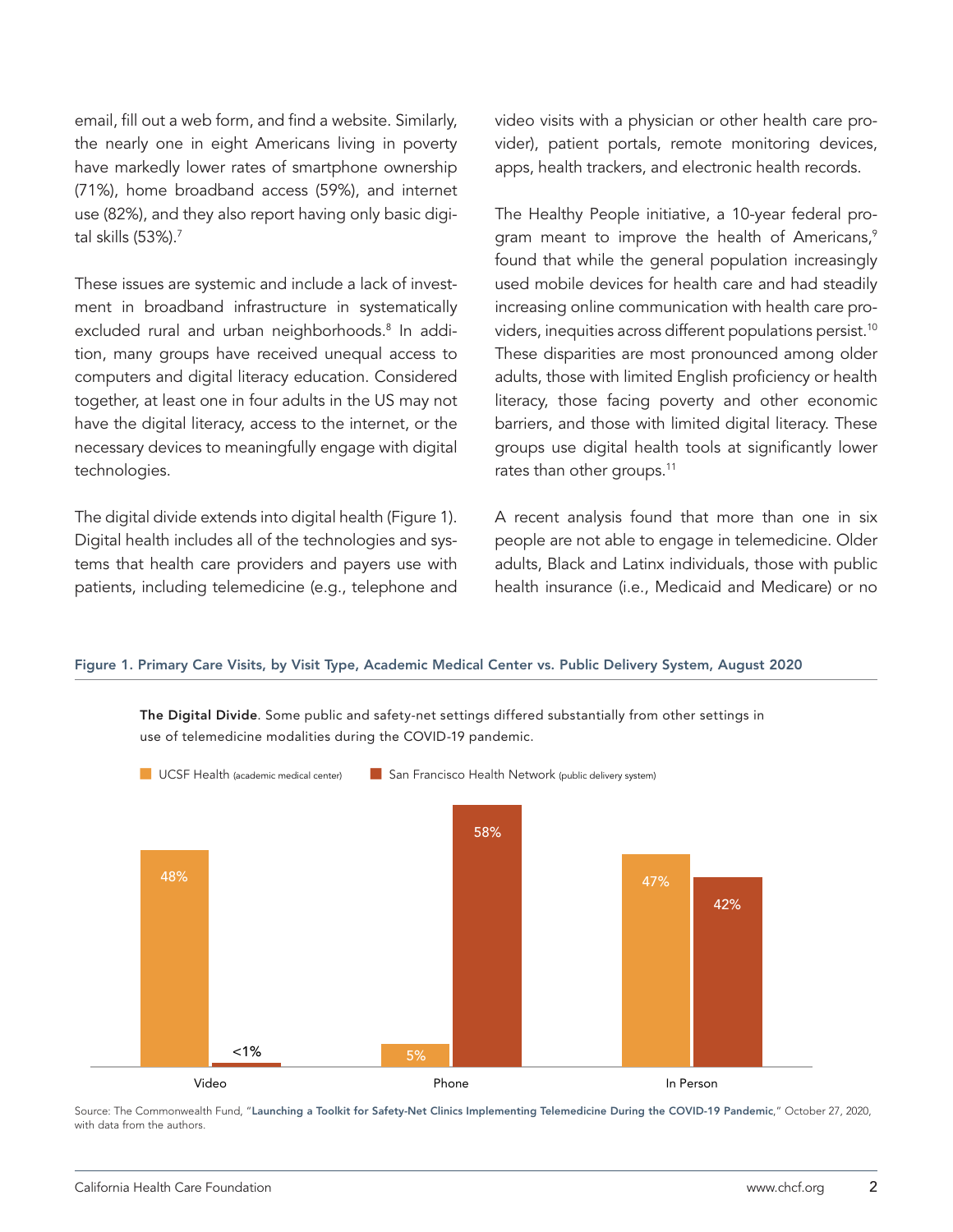email, fill out a web form, and find a website. Similarly, the nearly one in eight Americans living in poverty have markedly lower rates of smartphone ownership (71%), home broadband access (59%), and internet use (82%), and they also report having only basic digital skills (53%).[7]

These issues are systemic and include a lack of investment in broadband infrastructure in systematically excluded rural and urban neighborhoods.[8] In addition, many groups have received unequal access to computers and digital literacy education. Considered together, at least one in four adults in the US may not have the digital literacy, access to the internet, or the necessary devices to meaningfully engage with digital technologies.

The digital divide extends into digital health (Figure 1). Digital health includes all of the technologies and systems that health care providers and payers use with patients, including telemedicine (e.g., telephone and video visits with a physician or other health care provider), patient portals, remote monitoring devices, apps, health trackers, and electronic health records.

The Healthy People initiative, a 10-year federal program meant to improve the health of Americans,[9] found that while the general population increasingly used mobile devices for health care and had steadily increasing online communication with health care providers, inequities across different populations persist.[10] These disparities are most pronounced among older adults, those with limited English proficiency or health literacy, those facing poverty and other economic barriers, and those with limited digital literacy. These groups use digital health tools at significantly lower rates than other groups.[11]

A recent analysis found that more than one in six people are not able to engage in telemedicine. Older adults, Black and Latinx individuals, those with public health insurance (i.e., Medicaid and Medicare) or no

**Figure 1. Primary Care Visits, by Visit Type, Academic Medical Center vs. Public Delivery System, August 2020**

**The Digital Divide**. Some public and safety-net settings differed substantially from other settings in use of telemedicine modalities during the COVID-19 pandemic.

| Visit Type | UCSF Health (academic medical center) | San Francisco Health Network (public delivery system) |
|---|---|---|
| Video | 48% | <1% |
| Phone | 5% | 58% |
| In Person | 47% | 42% |

Source: The Commonwealth Fund, "**Launching a Toolkit for Safety-Net Clinics Implementing Telemedicine During the COVID-19 Pandemic**," October 27, 2020, with data from the authors.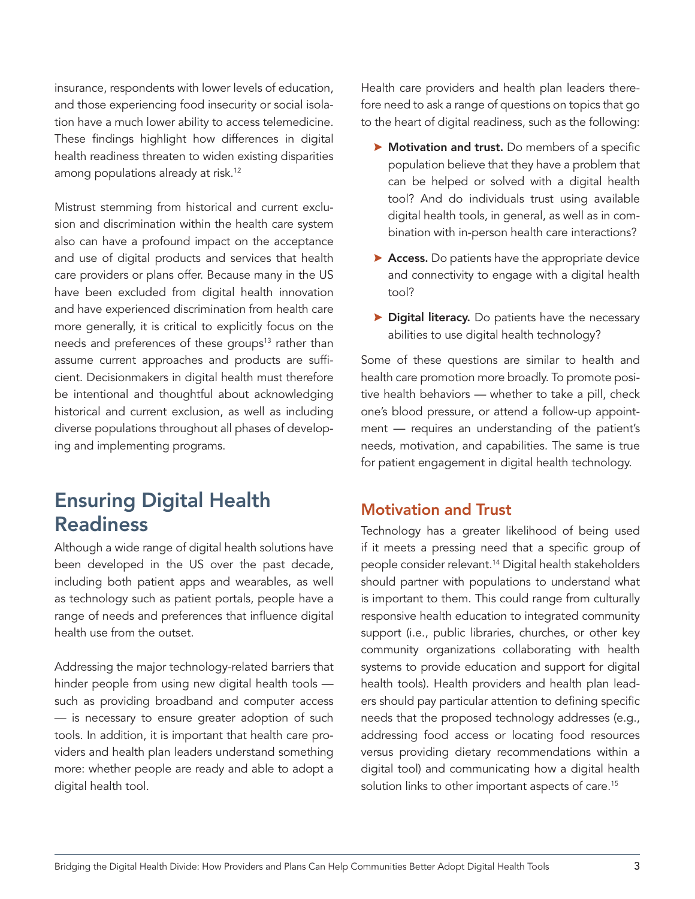insurance, respondents with lower levels of education, and those experiencing food insecurity or social isolation have a much lower ability to access telemedicine. These findings highlight how differences in digital health readiness threaten to widen existing disparities among populations already at risk.[12]

Mistrust stemming from historical and current exclusion and discrimination within the health care system also can have a profound impact on the acceptance and use of digital products and services that health care providers or plans offer. Because many in the US have been excluded from digital health innovation and have experienced discrimination from health care more generally, it is critical to explicitly focus on the needs and preferences of these groups[13] rather than assume current approaches and products are sufficient. Decisionmakers in digital health must therefore be intentional and thoughtful about acknowledging historical and current exclusion, as well as including diverse populations throughout all phases of developing and implementing programs.

## Ensuring Digital Health Readiness

Although a wide range of digital health solutions have been developed in the US over the past decade, including both patient apps and wearables, as well as technology such as patient portals, people have a range of needs and preferences that influence digital health use from the outset.

Addressing the major technology-related barriers that hinder people from using new digital health tools — such as providing broadband and computer access — is necessary to ensure greater adoption of such tools. In addition, it is important that health care providers and health plan leaders understand something more: whether people are ready and able to adopt a digital health tool.

Health care providers and health plan leaders therefore need to ask a range of questions on topics that go to the heart of digital readiness, such as the following:

- **Motivation and trust.** Do members of a specific population believe that they have a problem that can be helped or solved with a digital health tool? And do individuals trust using available digital health tools, in general, as well as in combination with in-person health care interactions?
- **Access.** Do patients have the appropriate device and connectivity to engage with a digital health tool?
- **Digital literacy.** Do patients have the necessary abilities to use digital health technology?

Some of these questions are similar to health and health care promotion more broadly. To promote positive health behaviors — whether to take a pill, check one's blood pressure, or attend a follow-up appointment — requires an understanding of the patient's needs, motivation, and capabilities. The same is true for patient engagement in digital health technology.

### Motivation and Trust

Technology has a greater likelihood of being used if it meets a pressing need that a specific group of people consider relevant.[14] Digital health stakeholders should partner with populations to understand what is important to them. This could range from culturally responsive health education to integrated community support (i.e., public libraries, churches, or other key community organizations collaborating with health systems to provide education and support for digital health tools). Health providers and health plan leaders should pay particular attention to defining specific needs that the proposed technology addresses (e.g., addressing food access or locating food resources versus providing dietary recommendations within a digital tool) and communicating how a digital health solution links to other important aspects of care.[15]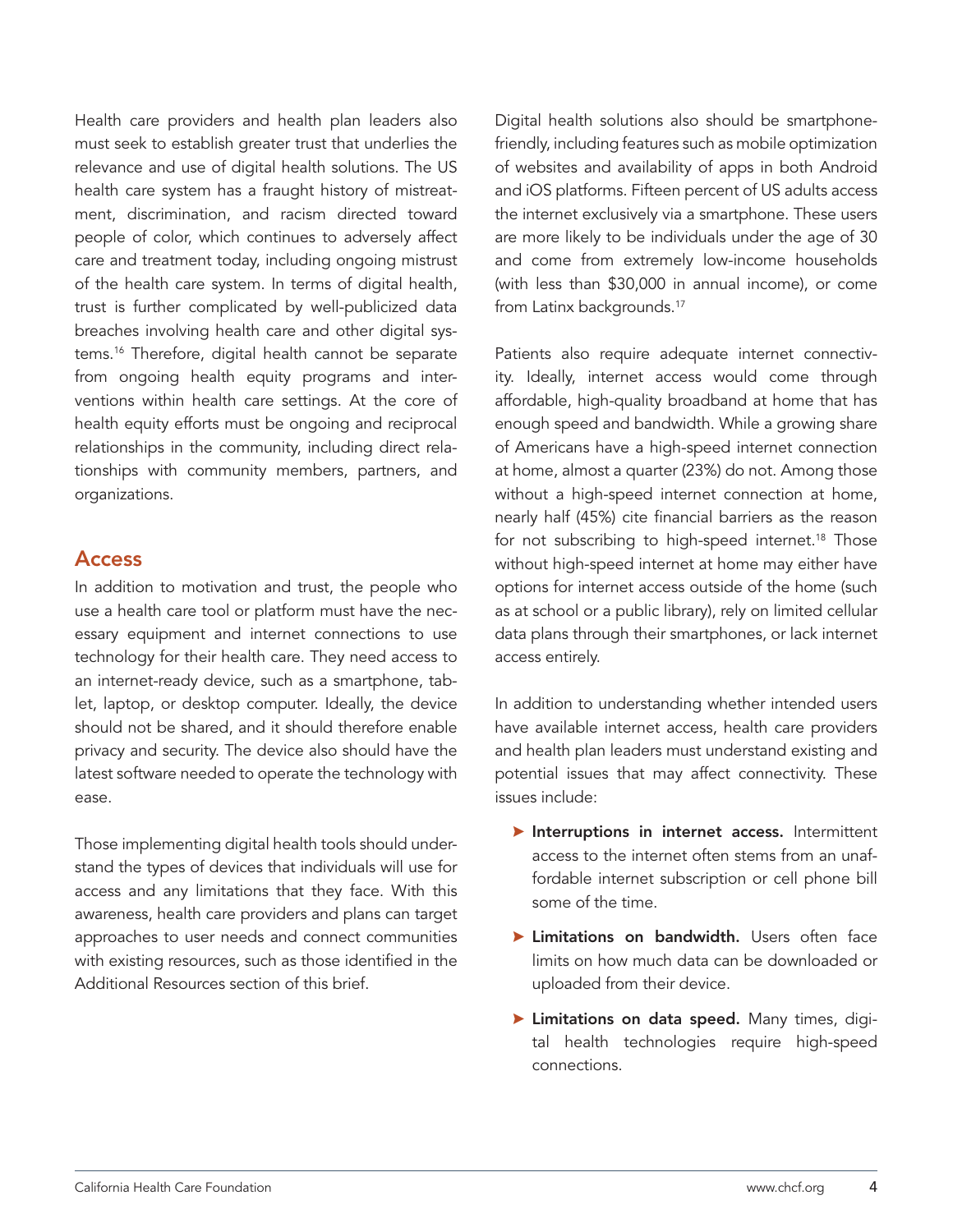Health care providers and health plan leaders also must seek to establish greater trust that underlies the relevance and use of digital health solutions. The US health care system has a fraught history of mistreatment, discrimination, and racism directed toward people of color, which continues to adversely affect care and treatment today, including ongoing mistrust of the health care system. In terms of digital health, trust is further complicated by well-publicized data breaches involving health care and other digital systems.[16] Therefore, digital health cannot be separate from ongoing health equity programs and interventions within health care settings. At the core of health equity efforts must be ongoing and reciprocal relationships in the community, including direct relationships with community members, partners, and organizations.

## Access

In addition to motivation and trust, the people who use a health care tool or platform must have the necessary equipment and internet connections to use technology for their health care. They need access to an internet-ready device, such as a smartphone, tablet, laptop, or desktop computer. Ideally, the device should not be shared, and it should therefore enable privacy and security. The device also should have the latest software needed to operate the technology with ease.

Those implementing digital health tools should understand the types of devices that individuals will use for access and any limitations that they face. With this awareness, health care providers and plans can target approaches to user needs and connect communities with existing resources, such as those identified in the Additional Resources section of this brief.

Digital health solutions also should be smartphone-friendly, including features such as mobile optimization of websites and availability of apps in both Android and iOS platforms. Fifteen percent of US adults access the internet exclusively via a smartphone. These users are more likely to be individuals under the age of 30 and come from extremely low-income households (with less than $30,000 in annual income), or come from Latinx backgrounds.[17]

Patients also require adequate internet connectivity. Ideally, internet access would come through affordable, high-quality broadband at home that has enough speed and bandwidth. While a growing share of Americans have a high-speed internet connection at home, almost a quarter (23%) do not. Among those without a high-speed internet connection at home, nearly half (45%) cite financial barriers as the reason for not subscribing to high-speed internet.[18] Those without high-speed internet at home may either have options for internet access outside of the home (such as at school or a public library), rely on limited cellular data plans through their smartphones, or lack internet access entirely.

In addition to understanding whether intended users have available internet access, health care providers and health plan leaders must understand existing and potential issues that may affect connectivity. These issues include:

- **Interruptions in internet access.** Intermittent access to the internet often stems from an unaffordable internet subscription or cell phone bill some of the time.
- **Limitations on bandwidth.** Users often face limits on how much data can be downloaded or uploaded from their device.
- **Limitations on data speed.** Many times, digital health technologies require high-speed connections.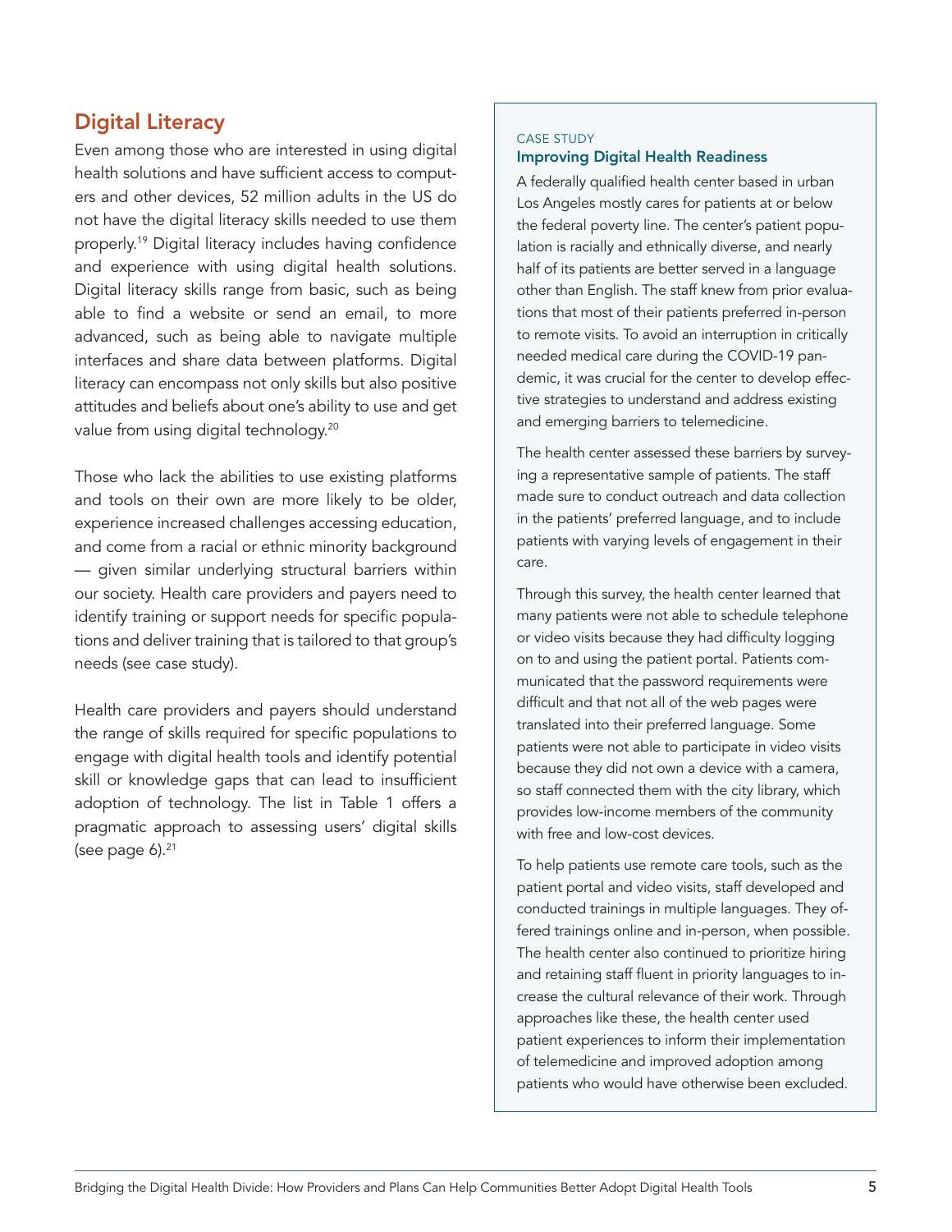## Digital Literacy

Even among those who are interested in using digital health solutions and have sufficient access to computers and other devices, 52 million adults in the US do not have the digital literacy skills needed to use them properly.[19] Digital literacy includes having confidence and experience with using digital health solutions. Digital literacy skills range from basic, such as being able to find a website or send an email, to more advanced, such as being able to navigate multiple interfaces and share data between platforms. Digital literacy can encompass not only skills but also positive attitudes and beliefs about one's ability to use and get value from using digital technology.[20]

Those who lack the abilities to use existing platforms and tools on their own are more likely to be older, experience increased challenges accessing education, and come from a racial or ethnic minority background — given similar underlying structural barriers within our society. Health care providers and payers need to identify training or support needs for specific populations and deliver training that is tailored to that group's needs (see case study).

Health care providers and payers should understand the range of skills required for specific populations to engage with digital health tools and identify potential skill or knowledge gaps that can lead to insufficient adoption of technology. The list in Table 1 offers a pragmatic approach to assessing users' digital skills (see page 6).[21]

CASE STUDY

### Improving Digital Health Readiness

A federally qualified health center based in urban Los Angeles mostly cares for patients at or below the federal poverty line. The center's patient population is racially and ethnically diverse, and nearly half of its patients are better served in a language other than English. The staff knew from prior evaluations that most of their patients preferred in-person to remote visits. To avoid an interruption in critically needed medical care during the COVID-19 pandemic, it was crucial for the center to develop effective strategies to understand and address existing and emerging barriers to telemedicine.

The health center assessed these barriers by surveying a representative sample of patients. The staff made sure to conduct outreach and data collection in the patients' preferred language, and to include patients with varying levels of engagement in their care.

Through this survey, the health center learned that many patients were not able to schedule telephone or video visits because they had difficulty logging on to and using the patient portal. Patients communicated that the password requirements were difficult and that not all of the web pages were translated into their preferred language. Some patients were not able to participate in video visits because they did not own a device with a camera, so staff connected them with the city library, which provides low-income members of the community with free and low-cost devices.

To help patients use remote care tools, such as the patient portal and video visits, staff developed and conducted trainings in multiple languages. They offered trainings online and in-person, when possible. The health center also continued to prioritize hiring and retaining staff fluent in priority languages to increase the cultural relevance of their work. Through approaches like these, the health center used patient experiences to inform their implementation of telemedicine and improved adoption among patients who would have otherwise been excluded.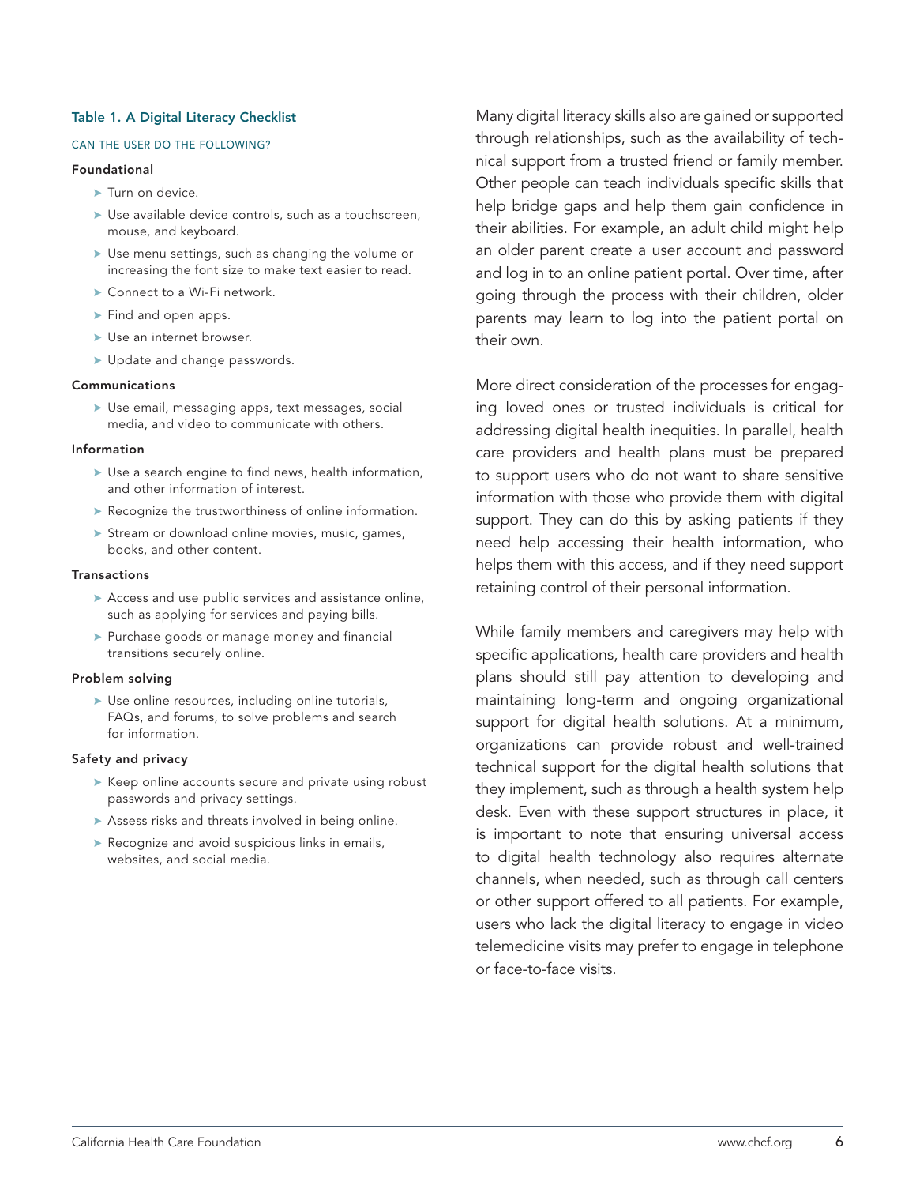**Table 1. A Digital Literacy Checklist**

CAN THE USER DO THE FOLLOWING?

**Foundational**

- Turn on device.
- Use available device controls, such as a touchscreen, mouse, and keyboard.
- Use menu settings, such as changing the volume or increasing the font size to make text easier to read.
- Connect to a Wi-Fi network.
- Find and open apps.
- Use an internet browser.
- Update and change passwords.

**Communications**

- Use email, messaging apps, text messages, social media, and video to communicate with others.

**Information**

- Use a search engine to find news, health information, and other information of interest.
- Recognize the trustworthiness of online information.
- Stream or download online movies, music, games, books, and other content.

**Transactions**

- Access and use public services and assistance online, such as applying for services and paying bills.
- Purchase goods or manage money and financial transitions securely online.

**Problem solving**

- Use online resources, including online tutorials, FAQs, and forums, to solve problems and search for information.

**Safety and privacy**

- Keep online accounts secure and private using robust passwords and privacy settings.
- Assess risks and threats involved in being online.
- Recognize and avoid suspicious links in emails, websites, and social media.

Many digital literacy skills also are gained or supported through relationships, such as the availability of technical support from a trusted friend or family member. Other people can teach individuals specific skills that help bridge gaps and help them gain confidence in their abilities. For example, an adult child might help an older parent create a user account and password and log in to an online patient portal. Over time, after going through the process with their children, older parents may learn to log into the patient portal on their own.

More direct consideration of the processes for engaging loved ones or trusted individuals is critical for addressing digital health inequities. In parallel, health care providers and health plans must be prepared to support users who do not want to share sensitive information with those who provide them with digital support. They can do this by asking patients if they need help accessing their health information, who helps them with this access, and if they need support retaining control of their personal information.

While family members and caregivers may help with specific applications, health care providers and health plans should still pay attention to developing and maintaining long-term and ongoing organizational support for digital health solutions. At a minimum, organizations can provide robust and well-trained technical support for the digital health solutions that they implement, such as through a health system help desk. Even with these support structures in place, it is important to note that ensuring universal access to digital health technology also requires alternate channels, when needed, such as through call centers or other support offered to all patients. For example, users who lack the digital literacy to engage in video telemedicine visits may prefer to engage in telephone or face-to-face visits.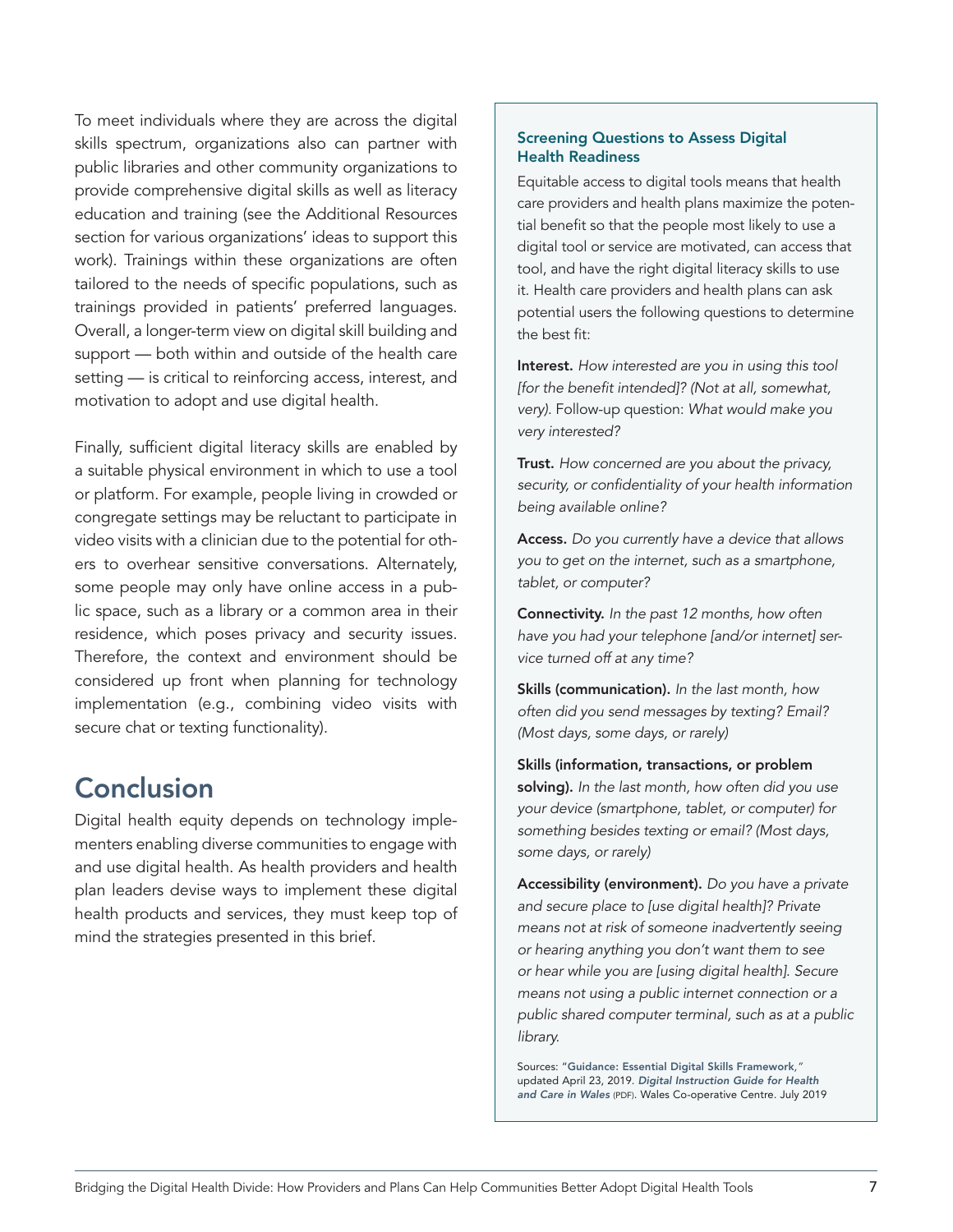To meet individuals where they are across the digital skills spectrum, organizations also can partner with public libraries and other community organizations to provide comprehensive digital skills as well as literacy education and training (see the Additional Resources section for various organizations' ideas to support this work). Trainings within these organizations are often tailored to the needs of specific populations, such as trainings provided in patients' preferred languages. Overall, a longer-term view on digital skill building and support — both within and outside of the health care setting — is critical to reinforcing access, interest, and motivation to adopt and use digital health.

Finally, sufficient digital literacy skills are enabled by a suitable physical environment in which to use a tool or platform. For example, people living in crowded or congregate settings may be reluctant to participate in video visits with a clinician due to the potential for others to overhear sensitive conversations. Alternately, some people may only have online access in a public space, such as a library or a common area in their residence, which poses privacy and security issues. Therefore, the context and environment should be considered up front when planning for technology implementation (e.g., combining video visits with secure chat or texting functionality).

## Conclusion

Digital health equity depends on technology implementers enabling diverse communities to engage with and use digital health. As health providers and health plan leaders devise ways to implement these digital health products and services, they must keep top of mind the strategies presented in this brief.

### Screening Questions to Assess Digital Health Readiness

Equitable access to digital tools means that health care providers and health plans maximize the potential benefit so that the people most likely to use a digital tool or service are motivated, can access that tool, and have the right digital literacy skills to use it. Health care providers and health plans can ask potential users the following questions to determine the best fit:

**Interest.** *How interested are you in using this tool [for the benefit intended]? (Not at all, somewhat, very).* Follow-up question: *What would make you very interested?*

**Trust.** *How concerned are you about the privacy, security, or confidentiality of your health information being available online?*

**Access.** *Do you currently have a device that allows you to get on the internet, such as a smartphone, tablet, or computer?*

**Connectivity.** *In the past 12 months, how often have you had your telephone [and/or internet] service turned off at any time?*

**Skills (communication).** *In the last month, how often did you send messages by texting? Email? (Most days, some days, or rarely)*

**Skills (information, transactions, or problem solving).** *In the last month, how often did you use your device (smartphone, tablet, or computer) for something besides texting or email? (Most days, some days, or rarely)*

**Accessibility (environment).** *Do you have a private and secure place to [use digital health]? Private means not at risk of someone inadvertently seeing or hearing anything you don't want them to see or hear while you are [using digital health]. Secure means not using a public internet connection or a public shared computer terminal, such as at a public library.*

Sources: "**Guidance: Essential Digital Skills Framework,**" updated April 23, 2019. ***Digital Instruction Guide for Health and Care in Wales*** (PDF). Wales Co-operative Centre. July 2019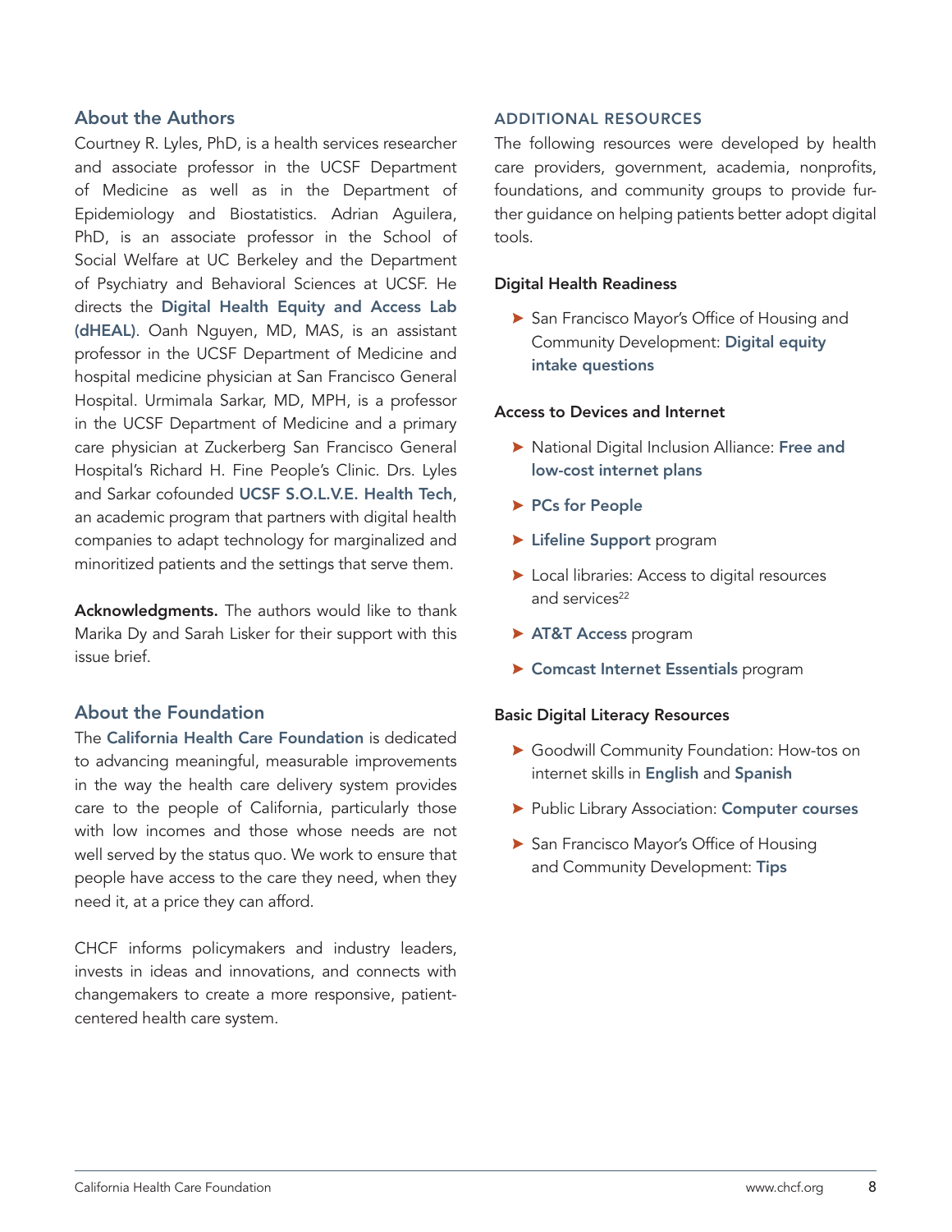## About the Authors

Courtney R. Lyles, PhD, is a health services researcher and associate professor in the UCSF Department of Medicine as well as in the Department of Epidemiology and Biostatistics. Adrian Aguilera, PhD, is an associate professor in the School of Social Welfare at UC Berkeley and the Department of Psychiatry and Behavioral Sciences at UCSF. He directs the **Digital Health Equity and Access Lab (dHEAL)**. Oanh Nguyen, MD, MAS, is an assistant professor in the UCSF Department of Medicine and hospital medicine physician at San Francisco General Hospital. Urmimala Sarkar, MD, MPH, is a professor in the UCSF Department of Medicine and a primary care physician at Zuckerberg San Francisco General Hospital's Richard H. Fine People's Clinic. Drs. Lyles and Sarkar cofounded **UCSF S.O.L.V.E. Health Tech**, an academic program that partners with digital health companies to adapt technology for marginalized and minoritized patients and the settings that serve them.

**Acknowledgments.** The authors would like to thank Marika Dy and Sarah Lisker for their support with this issue brief.

## About the Foundation

The **California Health Care Foundation** is dedicated to advancing meaningful, measurable improvements in the way the health care delivery system provides care to the people of California, particularly those with low incomes and those whose needs are not well served by the status quo. We work to ensure that people have access to the care they need, when they need it, at a price they can afford.

CHCF informs policymakers and industry leaders, invests in ideas and innovations, and connects with changemakers to create a more responsive, patient-centered health care system.

## ADDITIONAL RESOURCES

The following resources were developed by health care providers, government, academia, nonprofits, foundations, and community groups to provide further guidance on helping patients better adopt digital tools.

### Digital Health Readiness

- San Francisco Mayor's Office of Housing and Community Development: **Digital equity intake questions**

### Access to Devices and Internet

- National Digital Inclusion Alliance: **Free and low-cost internet plans**
- **PCs for People**
- **Lifeline Support** program
- Local libraries: Access to digital resources and services[22]
- **AT&T Access** program
- **Comcast Internet Essentials** program

### Basic Digital Literacy Resources

- Goodwill Community Foundation: How-tos on internet skills in **English** and **Spanish**
- Public Library Association: **Computer courses**
- San Francisco Mayor's Office of Housing and Community Development: **Tips**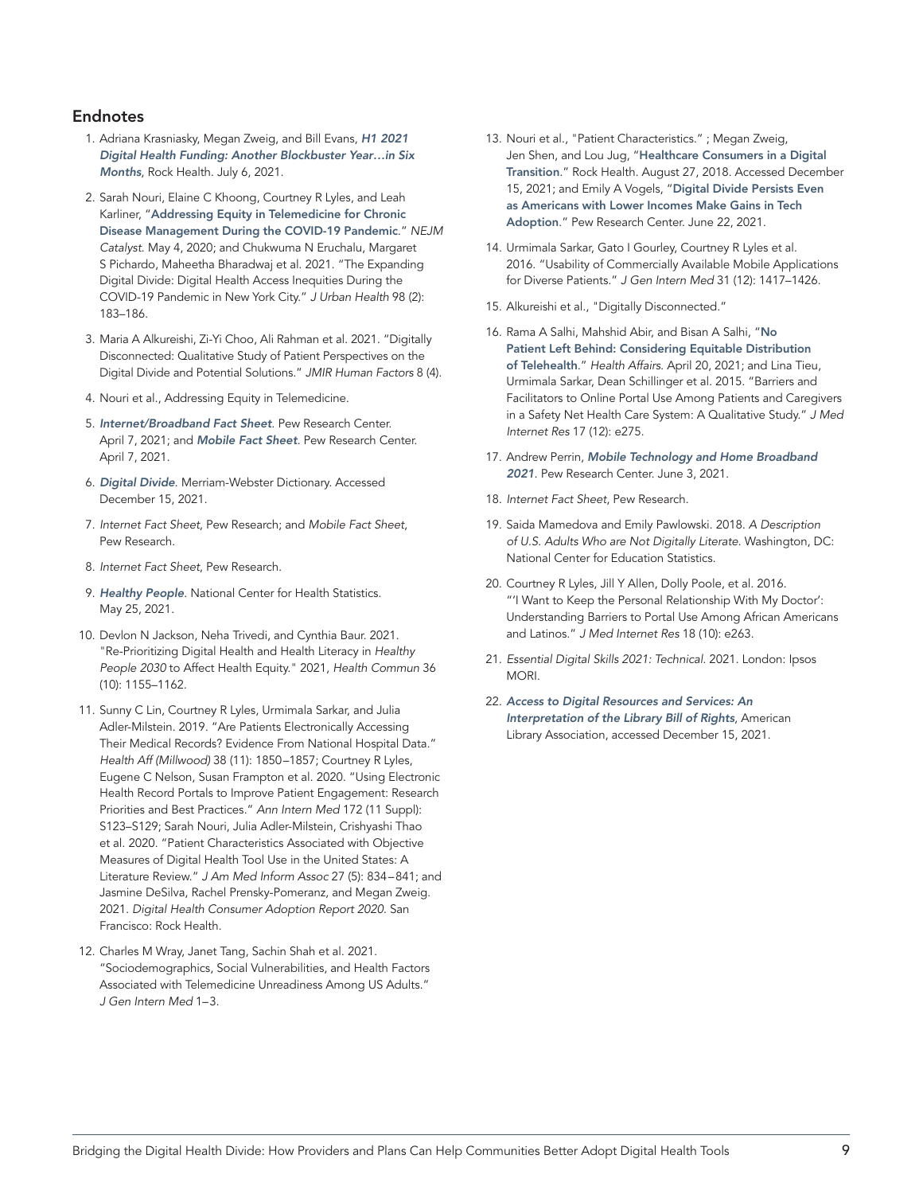## Endnotes

1. Adriana Krasniasky, Megan Zweig, and Bill Evans, ***H1 2021 Digital Health Funding: Another Blockbuster Year…in Six Months***, Rock Health. July 6, 2021.
2. Sarah Nouri, Elaine C Khoong, Courtney R Lyles, and Leah Karliner, "**Addressing Equity in Telemedicine for Chronic Disease Management During the COVID-19 Pandemic**." *NEJM Catalyst*. May 4, 2020; and Chukwuma N Eruchalu, Margaret S Pichardo, Maheetha Bharadwaj et al. 2021. "The Expanding Digital Divide: Digital Health Access Inequities During the COVID-19 Pandemic in New York City." *J Urban Health* 98 (2): 183–186.
3. Maria A Alkureishi, Zi-Yi Choo, Ali Rahman et al. 2021. "Digitally Disconnected: Qualitative Study of Patient Perspectives on the Digital Divide and Potential Solutions." *JMIR Human Factors* 8 (4).
4. Nouri et al., Addressing Equity in Telemedicine.
5. ***Internet/Broadband Fact Sheet***. Pew Research Center. April 7, 2021; and ***Mobile Fact Sheet***. Pew Research Center. April 7, 2021.
6. ***Digital Divide***. Merriam-Webster Dictionary. Accessed December 15, 2021.
7. *Internet Fact Sheet*, Pew Research; and *Mobile Fact Sheet*, Pew Research.
8. *Internet Fact Sheet*, Pew Research.
9. ***Healthy People***. National Center for Health Statistics. May 25, 2021.
10. Devlon N Jackson, Neha Trivedi, and Cynthia Baur. 2021. "Re-Prioritizing Digital Health and Health Literacy in *Healthy People 2030* to Affect Health Equity." 2021, *Health Commun* 36 (10): 1155–1162.
11. Sunny C Lin, Courtney R Lyles, Urmimala Sarkar, and Julia Adler-Milstein. 2019. "Are Patients Electronically Accessing Their Medical Records? Evidence From National Hospital Data." *Health Aff (Millwood)* 38 (11): 1850–1857; Courtney R Lyles, Eugene C Nelson, Susan Frampton et al. 2020. "Using Electronic Health Record Portals to Improve Patient Engagement: Research Priorities and Best Practices." *Ann Intern Med* 172 (11 Suppl): S123–S129; Sarah Nouri, Julia Adler-Milstein, Crishyashi Thao et al. 2020. "Patient Characteristics Associated with Objective Measures of Digital Health Tool Use in the United States: A Literature Review." *J Am Med Inform Assoc* 27 (5): 834–841; and Jasmine DeSilva, Rachel Prensky-Pomeranz, and Megan Zweig. 2021. *Digital Health Consumer Adoption Report 2020*. San Francisco: Rock Health.
12. Charles M Wray, Janet Tang, Sachin Shah et al. 2021. "Sociodemographics, Social Vulnerabilities, and Health Factors Associated with Telemedicine Unreadiness Among US Adults." *J Gen Intern Med* 1–3.
13. Nouri et al., "Patient Characteristics." ; Megan Zweig, Jen Shen, and Lou Jug, "**Healthcare Consumers in a Digital Transition**." Rock Health. August 27, 2018. Accessed December 15, 2021; and Emily A Vogels, "**Digital Divide Persists Even as Americans with Lower Incomes Make Gains in Tech Adoption**." Pew Research Center. June 22, 2021.
14. Urmimala Sarkar, Gato I Gourley, Courtney R Lyles et al. 2016. "Usability of Commercially Available Mobile Applications for Diverse Patients." *J Gen Intern Med* 31 (12): 1417–1426.
15. Alkureishi et al., "Digitally Disconnected."
16. Rama A Salhi, Mahshid Abir, and Bisan A Salhi, "**No Patient Left Behind: Considering Equitable Distribution of Telehealth**." *Health Affairs*. April 20, 2021; and Lina Tieu, Urmimala Sarkar, Dean Schillinger et al. 2015. "Barriers and Facilitators to Online Portal Use Among Patients and Caregivers in a Safety Net Health Care System: A Qualitative Study." *J Med Internet Res* 17 (12): e275.
17. Andrew Perrin, ***Mobile Technology and Home Broadband 2021***. Pew Research Center. June 3, 2021.
18. *Internet Fact Sheet*, Pew Research.
19. Saida Mamedova and Emily Pawlowski. 2018. *A Description of U.S. Adults Who are Not Digitally Literate*. Washington, DC: National Center for Education Statistics.
20. Courtney R Lyles, Jill Y Allen, Dolly Poole, et al. 2016. "'I Want to Keep the Personal Relationship With My Doctor': Understanding Barriers to Portal Use Among African Americans and Latinos." *J Med Internet Res* 18 (10): e263.
21. *Essential Digital Skills 2021: Technical*. 2021. London: Ipsos MORI.
22. ***Access to Digital Resources and Services: An Interpretation of the Library Bill of Rights***, American Library Association, accessed December 15, 2021.